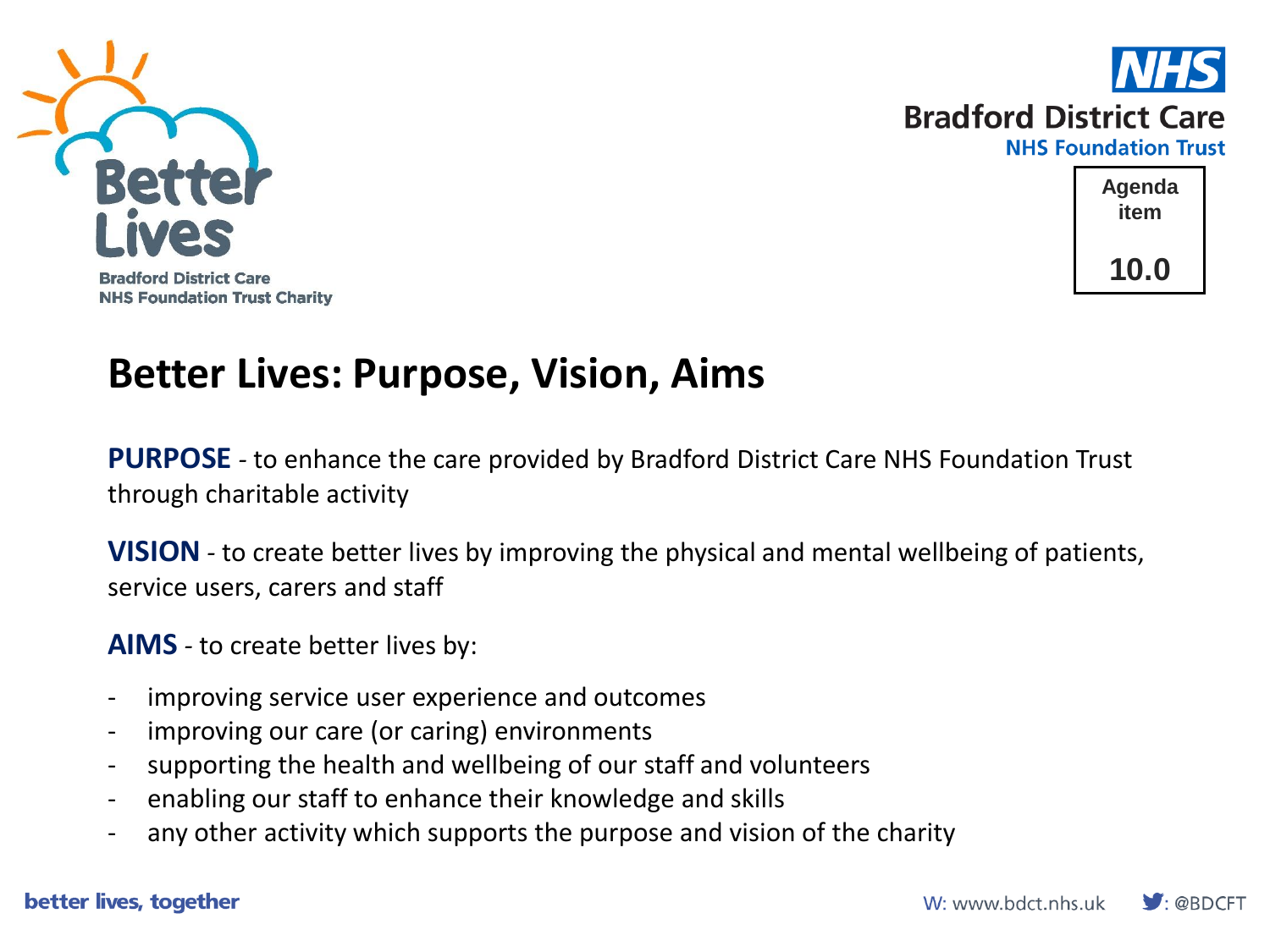Better Lives
Bradford District Care NHS Foundation Trust Charity

NHS
Bradford District Care
NHS Foundation Trust

Agenda item

10.0

# Better Lives: Purpose, Vision, Aims

**PURPOSE** - to enhance the care provided by Bradford District Care NHS Foundation Trust through charitable activity

**VISION** - to create better lives by improving the physical and mental wellbeing of patients, service users, carers and staff

**AIMS** - to create better lives by:

- improving service user experience and outcomes
- improving our care (or caring) environments
- supporting the health and wellbeing of our staff and volunteers
- enabling our staff to enhance their knowledge and skills
- any other activity which supports the purpose and vision of the charity

better lives, together

W: www.bdct.nhs.uk : @BDCFT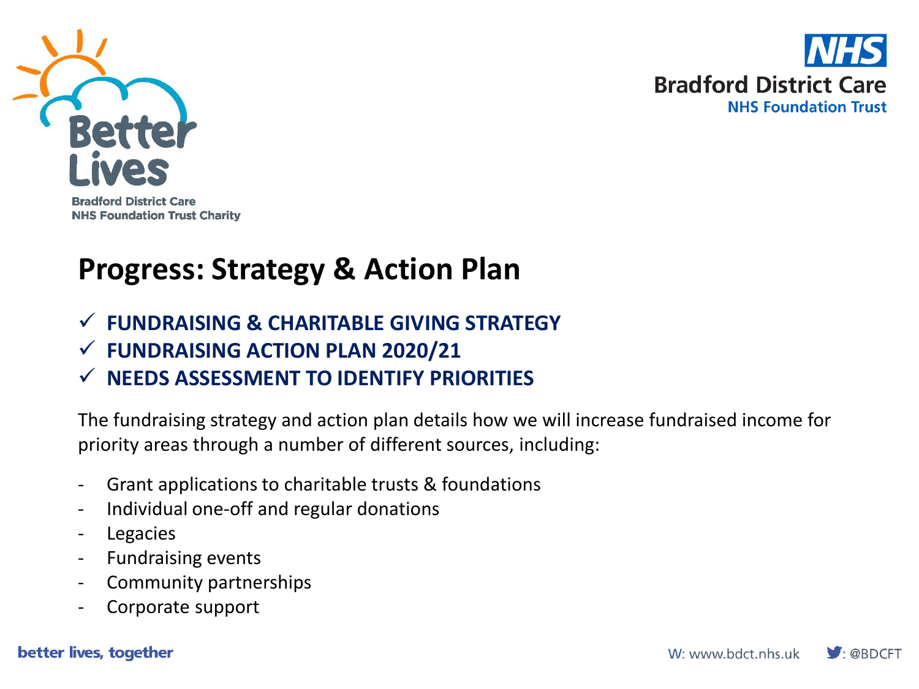# Progress: Strategy & Action Plan

- ✓ **FUNDRAISING & CHARITABLE GIVING STRATEGY**
- ✓ **FUNDRAISING ACTION PLAN 2020/21**
- ✓ **NEEDS ASSESSMENT TO IDENTIFY PRIORITIES**

The fundraising strategy and action plan details how we will increase fundraised income for priority areas through a number of different sources, including:

- Grant applications to charitable trusts & foundations
- Individual one-off and regular donations
- Legacies
- Fundraising events
- Community partnerships
- Corporate support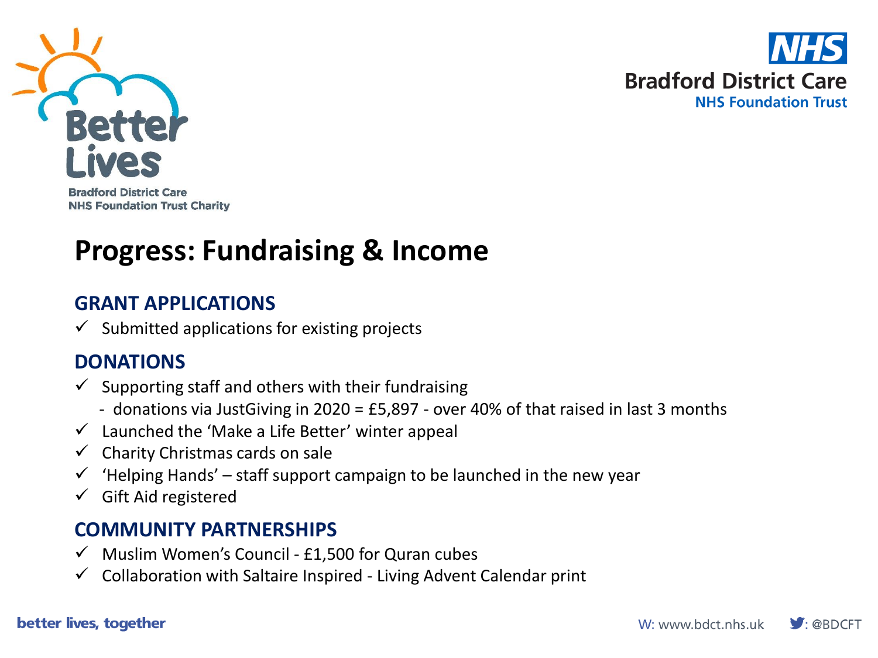Better Lives

Bradford District Care NHS Foundation Trust Charity

NHS Bradford District Care NHS Foundation Trust

# Progress: Fundraising & Income

## GRANT APPLICATIONS

- ✓ Submitted applications for existing projects

## DONATIONS

- ✓ Supporting staff and others with their fundraising
  - donations via JustGiving in 2020 = £5,897 - over 40% of that raised in last 3 months
- ✓ Launched the 'Make a Life Better' winter appeal
- ✓ Charity Christmas cards on sale
- ✓ 'Helping Hands' – staff support campaign to be launched in the new year
- ✓ Gift Aid registered

## COMMUNITY PARTNERSHIPS

- ✓ Muslim Women's Council - £1,500 for Quran cubes
- ✓ Collaboration with Saltaire Inspired - Living Advent Calendar print

better lives, together

W: www.bdct.nhs.uk : @BDCFT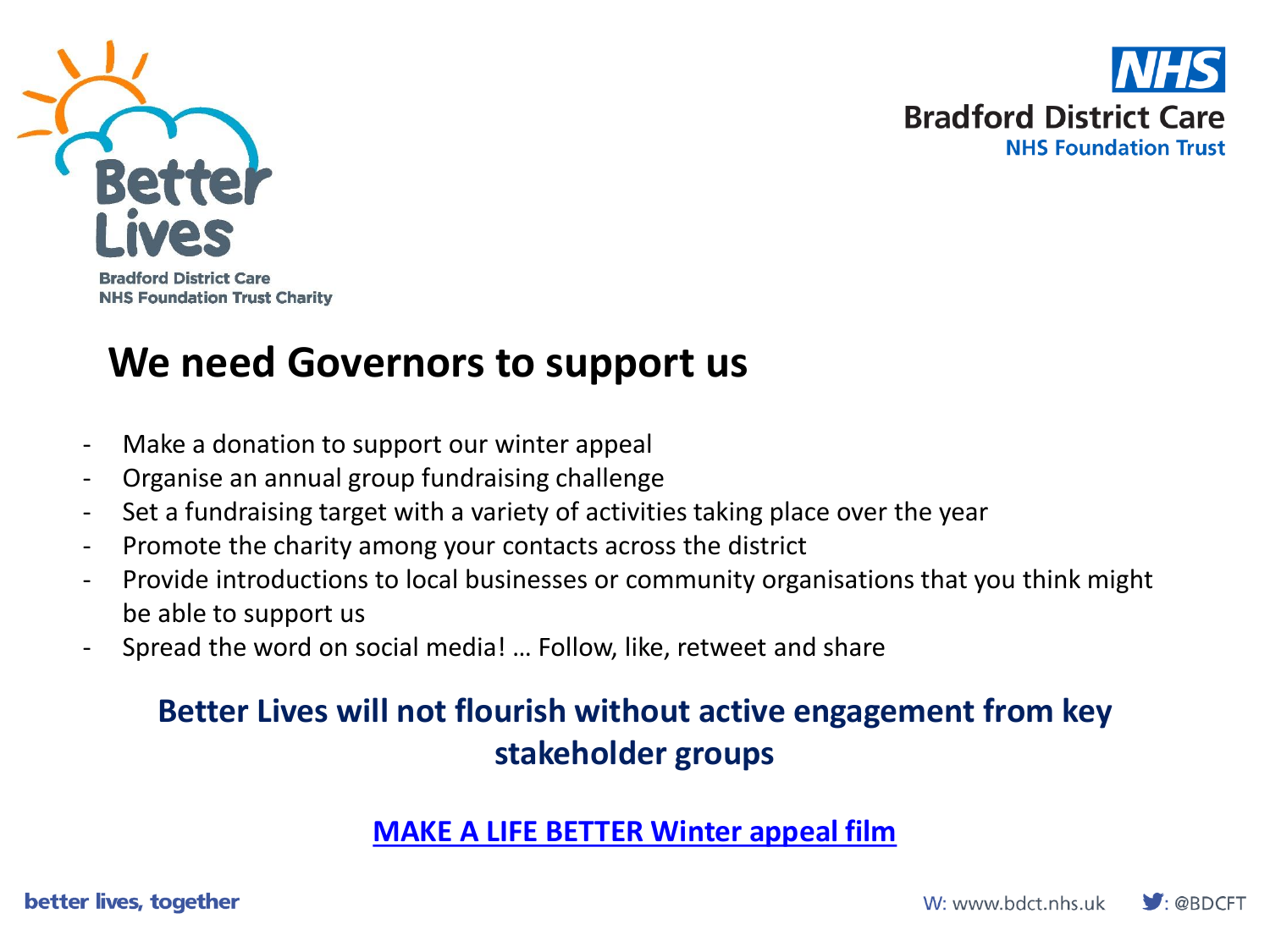Better Lives

Bradford District Care NHS Foundation Trust Charity

NHS Bradford District Care NHS Foundation Trust

## We need Governors to support us

- Make a donation to support our winter appeal
- Organise an annual group fundraising challenge
- Set a fundraising target with a variety of activities taking place over the year
- Promote the charity among your contacts across the district
- Provide introductions to local businesses or community organisations that you think might be able to support us
- Spread the word on social media! … Follow, like, retweet and share

**Better Lives will not flourish without active engagement from key stakeholder groups**

**MAKE A LIFE BETTER Winter appeal film**

better lives, together

W: www.bdct.nhs.uk : @BDCFT